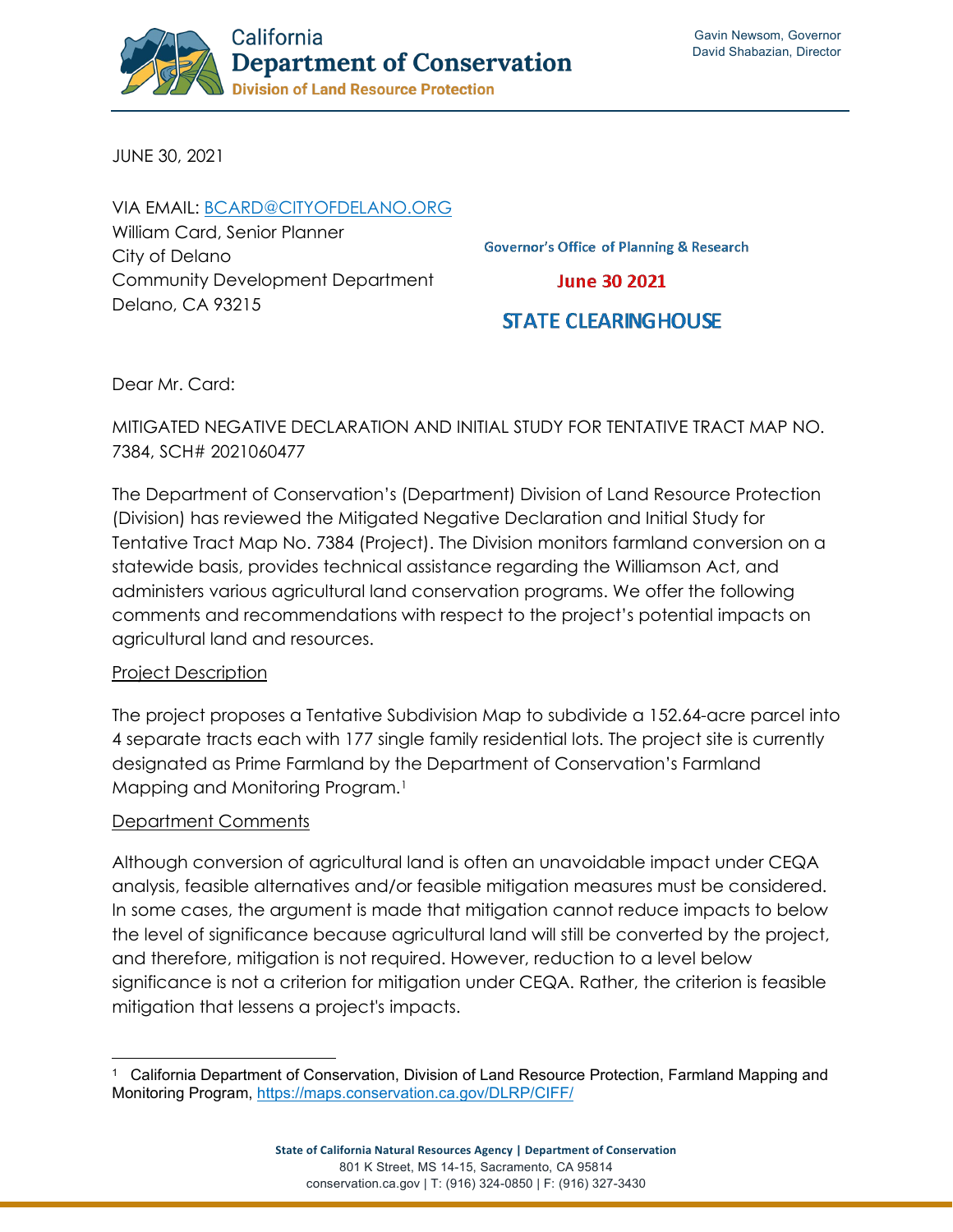California
**Department of Conservation**
**Division of Land Resource Protection**

Gavin Newsom, Governor
David Shabazian, Director

JUNE 30, 2021

VIA EMAIL: BCARD@CITYOFDELANO.ORG
William Card, Senior Planner
City of Delano
Community Development Department
Delano, CA 93215

Governor's Office of Planning & Research

June 30 2021

STATE CLEARINGHOUSE

Dear Mr. Card:

MITIGATED NEGATIVE DECLARATION AND INITIAL STUDY FOR TENTATIVE TRACT MAP NO. 7384, SCH# 2021060477

The Department of Conservation's (Department) Division of Land Resource Protection (Division) has reviewed the Mitigated Negative Declaration and Initial Study for Tentative Tract Map No. 7384 (Project). The Division monitors farmland conversion on a statewide basis, provides technical assistance regarding the Williamson Act, and administers various agricultural land conservation programs. We offer the following comments and recommendations with respect to the project's potential impacts on agricultural land and resources.

<u>Project Description</u>

The project proposes a Tentative Subdivision Map to subdivide a 152.64-acre parcel into 4 separate tracts each with 177 single family residential lots. The project site is currently designated as Prime Farmland by the Department of Conservation's Farmland Mapping and Monitoring Program.[1]

<u>Department Comments</u>

Although conversion of agricultural land is often an unavoidable impact under CEQA analysis, feasible alternatives and/or feasible mitigation measures must be considered. In some cases, the argument is made that mitigation cannot reduce impacts to below the level of significance because agricultural land will still be converted by the project, and therefore, mitigation is not required. However, reduction to a level below significance is not a criterion for mitigation under CEQA. Rather, the criterion is feasible mitigation that lessens a project's impacts.

---

[1] California Department of Conservation, Division of Land Resource Protection, Farmland Mapping and Monitoring Program, https://maps.conservation.ca.gov/DLRP/CIFF/

**State of California Natural Resources Agency | Department of Conservation**
801 K Street, MS 14-15, Sacramento, CA 95814
conservation.ca.gov | T: (916) 324-0850 | F: (916) 327-3430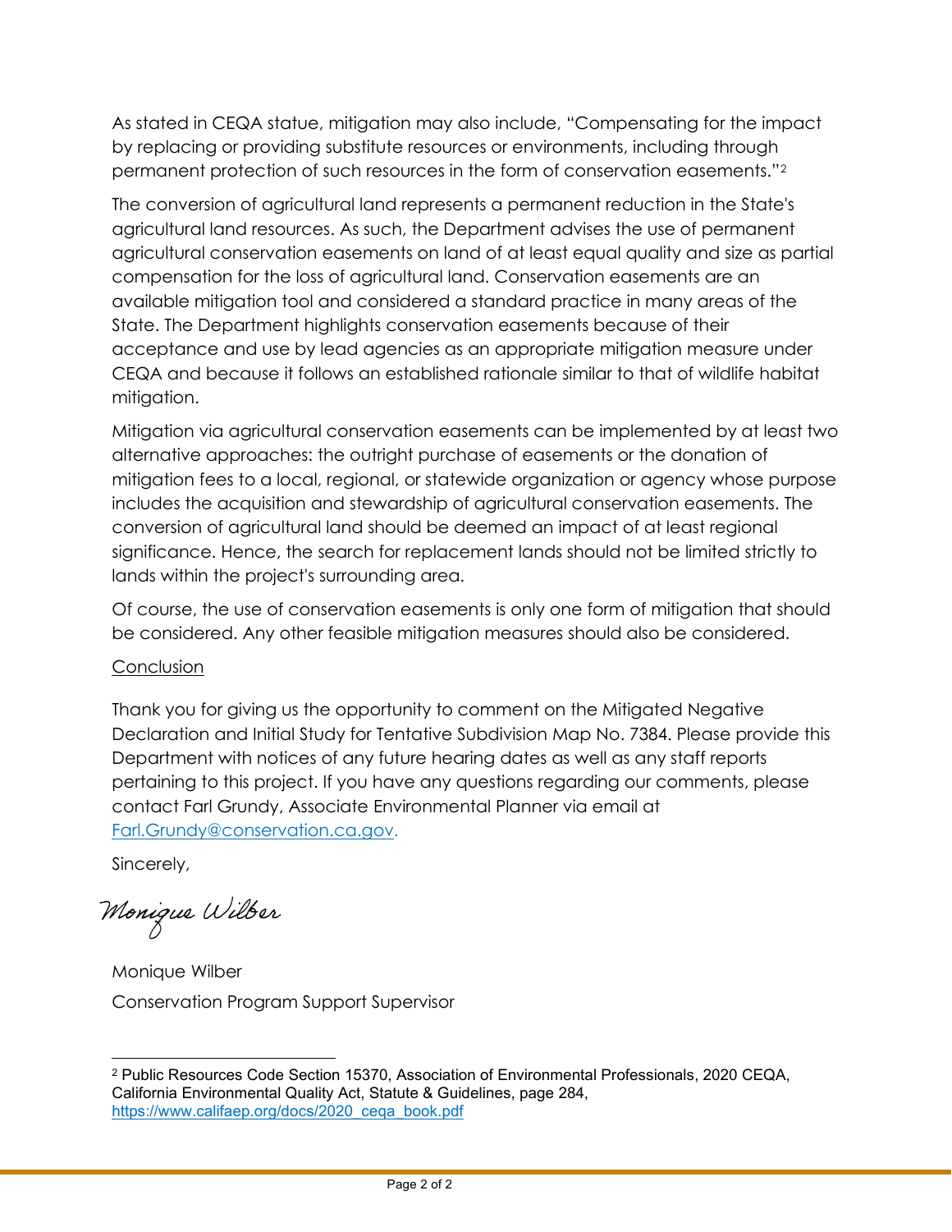As stated in CEQA statue, mitigation may also include, "Compensating for the impact by replacing or providing substitute resources or environments, including through permanent protection of such resources in the form of conservation easements."[2]

The conversion of agricultural land represents a permanent reduction in the State's agricultural land resources. As such, the Department advises the use of permanent agricultural conservation easements on land of at least equal quality and size as partial compensation for the loss of agricultural land. Conservation easements are an available mitigation tool and considered a standard practice in many areas of the State. The Department highlights conservation easements because of their acceptance and use by lead agencies as an appropriate mitigation measure under CEQA and because it follows an established rationale similar to that of wildlife habitat mitigation.

Mitigation via agricultural conservation easements can be implemented by at least two alternative approaches: the outright purchase of easements or the donation of mitigation fees to a local, regional, or statewide organization or agency whose purpose includes the acquisition and stewardship of agricultural conservation easements. The conversion of agricultural land should be deemed an impact of at least regional significance. Hence, the search for replacement lands should not be limited strictly to lands within the project's surrounding area.

Of course, the use of conservation easements is only one form of mitigation that should be considered. Any other feasible mitigation measures should also be considered.

## Conclusion

Thank you for giving us the opportunity to comment on the Mitigated Negative Declaration and Initial Study for Tentative Subdivision Map No. 7384. Please provide this Department with notices of any future hearing dates as well as any staff reports pertaining to this project. If you have any questions regarding our comments, please contact Farl Grundy, Associate Environmental Planner via email at Farl.Grundy@conservation.ca.gov.

Sincerely,

*Monique Wilber*

Monique Wilber

Conservation Program Support Supervisor

---

[2] Public Resources Code Section 15370, Association of Environmental Professionals, 2020 CEQA, California Environmental Quality Act, Statute & Guidelines, page 284, https://www.califaep.org/docs/2020_ceqa_book.pdf